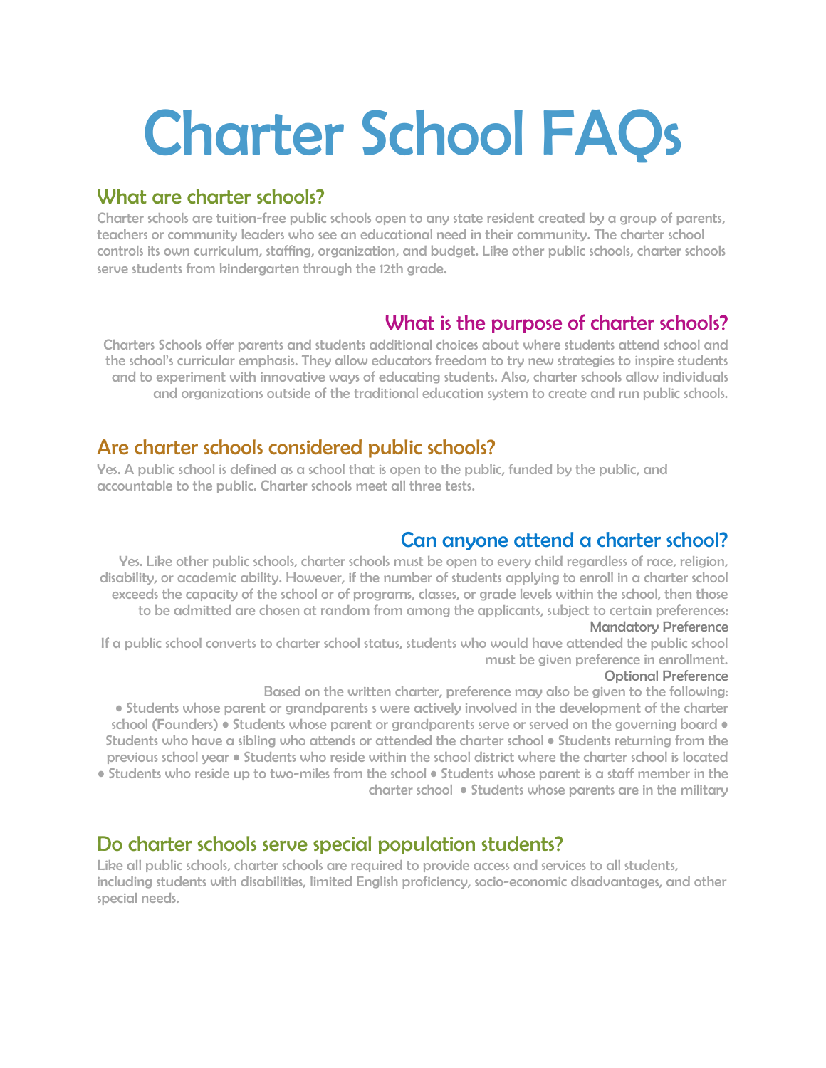# Charter School FAQs

## What are charter schools?

Charter schools are tuition-free public schools open to any state resident created by a group of parents, teachers or community leaders who see an educational need in their community. The charter school controls its own curriculum, staffing, organization, and budget. Like other public schools, charter schools serve students from kindergarten through the 12th grade.

## What is the purpose of charter schools?

Charters Schools offer parents and students additional choices about where students attend school and the school's curricular emphasis. They allow educators freedom to try new strategies to inspire students and to experiment with innovative ways of educating students. Also, charter schools allow individuals and organizations outside of the traditional education system to create and run public schools.

## Are charter schools considered public schools?

Yes. A public school is defined as a school that is open to the public, funded by the public, and accountable to the public. Charter schools meet all three tests.

## Can anyone attend a charter school?

Yes. Like other public schools, charter schools must be open to every child regardless of race, religion, disability, or academic ability. However, if the number of students applying to enroll in a charter school exceeds the capacity of the school or of programs, classes, or grade levels within the school, then those to be admitted are chosen at random from among the applicants, subject to certain preferences:

### Mandatory Preference

If a public school converts to charter school status, students who would have attended the public school must be given preference in enrollment.

### Optional Preference

Based on the written charter, preference may also be given to the following:

- Students whose parent or grandparents s were actively involved in the development of the charter school (Founders)
- Students whose parent or grandparents serve or served on the governing board
- Students who have a sibling who attends or attended the charter school
- Students returning from the previous school year
- Students who reside within the school district where the charter school is located
- Students who reside up to two-miles from the school
- Students whose parent is a staff member in the charter school
- Students whose parents are in the military

## Do charter schools serve special population students?

Like all public schools, charter schools are required to provide access and services to all students, including students with disabilities, limited English proficiency, socio-economic disadvantages, and other special needs.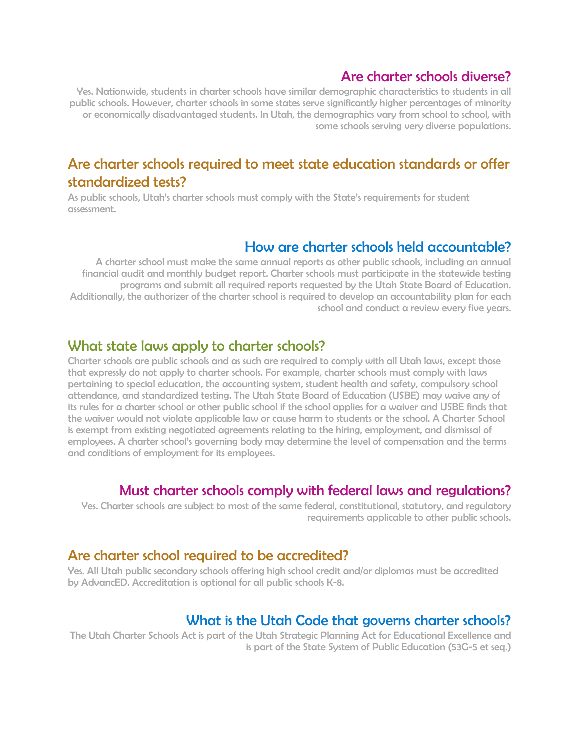## Are charter schools diverse?

Yes. Nationwide, students in charter schools have similar demographic characteristics to students in all public schools. However, charter schools in some states serve significantly higher percentages of minority or economically disadvantaged students. In Utah, the demographics vary from school to school, with some schools serving very diverse populations.

## Are charter schools required to meet state education standards or offer standardized tests?

As public schools, Utah's charter schools must comply with the State's requirements for student assessment.

## How are charter schools held accountable?

A charter school must make the same annual reports as other public schools, including an annual financial audit and monthly budget report. Charter schools must participate in the statewide testing programs and submit all required reports requested by the Utah State Board of Education. Additionally, the authorizer of the charter school is required to develop an accountability plan for each school and conduct a review every five years.

## What state laws apply to charter schools?

Charter schools are public schools and as such are required to comply with all Utah laws, except those that expressly do not apply to charter schools. For example, charter schools must comply with laws pertaining to special education, the accounting system, student health and safety, compulsory school attendance, and standardized testing. The Utah State Board of Education (USBE) may waive any of its rules for a charter school or other public school if the school applies for a waiver and USBE finds that the waiver would not violate applicable law or cause harm to students or the school. A Charter School is exempt from existing negotiated agreements relating to the hiring, employment, and dismissal of employees. A charter school's governing body may determine the level of compensation and the terms and conditions of employment for its employees.

## Must charter schools comply with federal laws and regulations?

Yes. Charter schools are subject to most of the same federal, constitutional, statutory, and regulatory requirements applicable to other public schools.

## Are charter school required to be accredited?

Yes. All Utah public secondary schools offering high school credit and/or diplomas must be accredited by AdvancED. Accreditation is optional for all public schools K-8.

## What is the Utah Code that governs charter schools?

The Utah Charter Schools Act is part of the Utah Strategic Planning Act for Educational Excellence and is part of the State System of Public Education (53G-5 et seq.)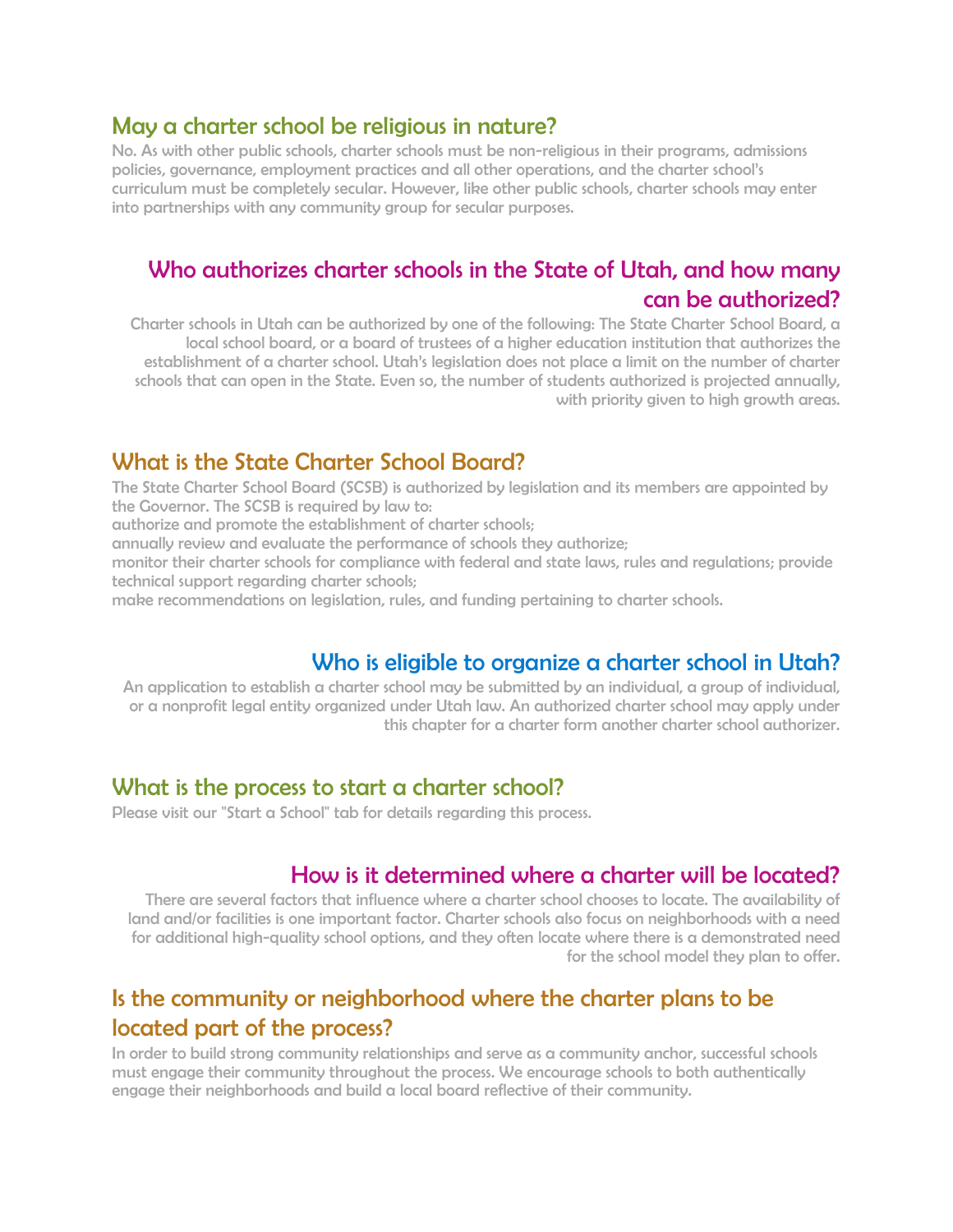## May a charter school be religious in nature?

No. As with other public schools, charter schools must be non-religious in their programs, admissions policies, governance, employment practices and all other operations, and the charter school's curriculum must be completely secular. However, like other public schools, charter schools may enter into partnerships with any community group for secular purposes.

## Who authorizes charter schools in the State of Utah, and how many can be authorized?

Charter schools in Utah can be authorized by one of the following: The State Charter School Board, a local school board, or a board of trustees of a higher education institution that authorizes the establishment of a charter school. Utah's legislation does not place a limit on the number of charter schools that can open in the State. Even so, the number of students authorized is projected annually, with priority given to high growth areas.

## What is the State Charter School Board?

The State Charter School Board (SCSB) is authorized by legislation and its members are appointed by the Governor. The SCSB is required by law to:

authorize and promote the establishment of charter schools;

annually review and evaluate the performance of schools they authorize;

monitor their charter schools for compliance with federal and state laws, rules and regulations; provide technical support regarding charter schools;

make recommendations on legislation, rules, and funding pertaining to charter schools.

## Who is eligible to organize a charter school in Utah?

An application to establish a charter school may be submitted by an individual, a group of individual, or a nonprofit legal entity organized under Utah law. An authorized charter school may apply under this chapter for a charter form another charter school authorizer.

## What is the process to start a charter school?

Please visit our "Start a School" tab for details regarding this process.

## How is it determined where a charter will be located?

There are several factors that influence where a charter school chooses to locate. The availability of land and/or facilities is one important factor. Charter schools also focus on neighborhoods with a need for additional high-quality school options, and they often locate where there is a demonstrated need for the school model they plan to offer.

## Is the community or neighborhood where the charter plans to be located part of the process?

In order to build strong community relationships and serve as a community anchor, successful schools must engage their community throughout the process. We encourage schools to both authentically engage their neighborhoods and build a local board reflective of their community.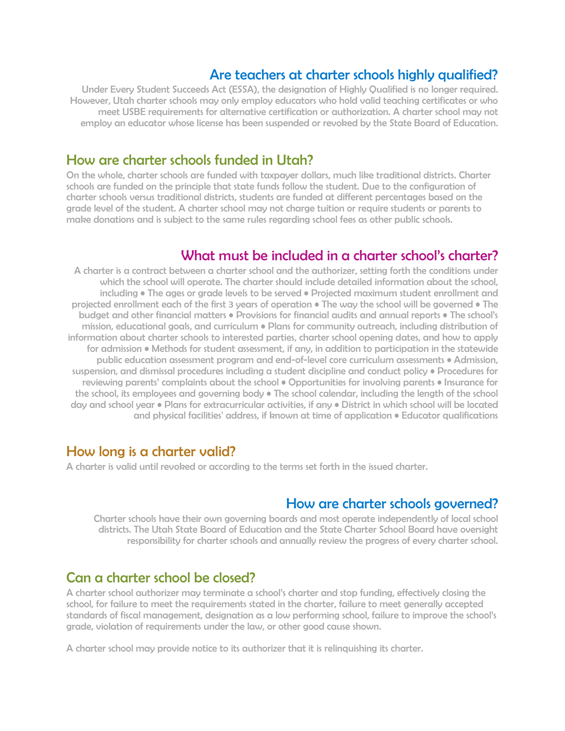## Are teachers at charter schools highly qualified?

Under Every Student Succeeds Act (ESSA), the designation of Highly Qualified is no longer required. However, Utah charter schools may only employ educators who hold valid teaching certificates or who meet USBE requirements for alternative certification or authorization. A charter school may not employ an educator whose license has been suspended or revoked by the State Board of Education.

## How are charter schools funded in Utah?

On the whole, charter schools are funded with taxpayer dollars, much like traditional districts. Charter schools are funded on the principle that state funds follow the student. Due to the configuration of charter schools versus traditional districts, students are funded at different percentages based on the grade level of the student. A charter school may not charge tuition or require students or parents to make donations and is subject to the same rules regarding school fees as other public schools.

## What must be included in a charter school's charter?

A charter is a contract between a charter school and the authorizer, setting forth the conditions under which the school will operate. The charter should include detailed information about the school, including • The ages or grade levels to be served • Projected maximum student enrollment and projected enrollment each of the first 3 years of operation • The way the school will be governed • The budget and other financial matters • Provisions for financial audits and annual reports • The school's mission, educational goals, and curriculum • Plans for community outreach, including distribution of information about charter schools to interested parties, charter school opening dates, and how to apply for admission • Methods for student assessment, if any, in addition to participation in the statewide public education assessment program and end-of-level core curriculum assessments • Admission, suspension, and dismissal procedures including a student discipline and conduct policy • Procedures for reviewing parents' complaints about the school • Opportunities for involving parents • Insurance for the school, its employees and governing body • The school calendar, including the length of the school day and school year • Plans for extracurricular activities, if any • District in which school will be located and physical facilities' address, if known at time of application • Educator qualifications

## How long is a charter valid?

A charter is valid until revoked or according to the terms set forth in the issued charter.

## How are charter schools governed?

Charter schools have their own governing boards and most operate independently of local school districts. The Utah State Board of Education and the State Charter School Board have oversight responsibility for charter schools and annually review the progress of every charter school.

## Can a charter school be closed?

A charter school authorizer may terminate a school's charter and stop funding, effectively closing the school, for failure to meet the requirements stated in the charter, failure to meet generally accepted standards of fiscal management, designation as a low performing school, failure to improve the school's grade, violation of requirements under the law, or other good cause shown.

A charter school may provide notice to its authorizer that it is relinquishing its charter.